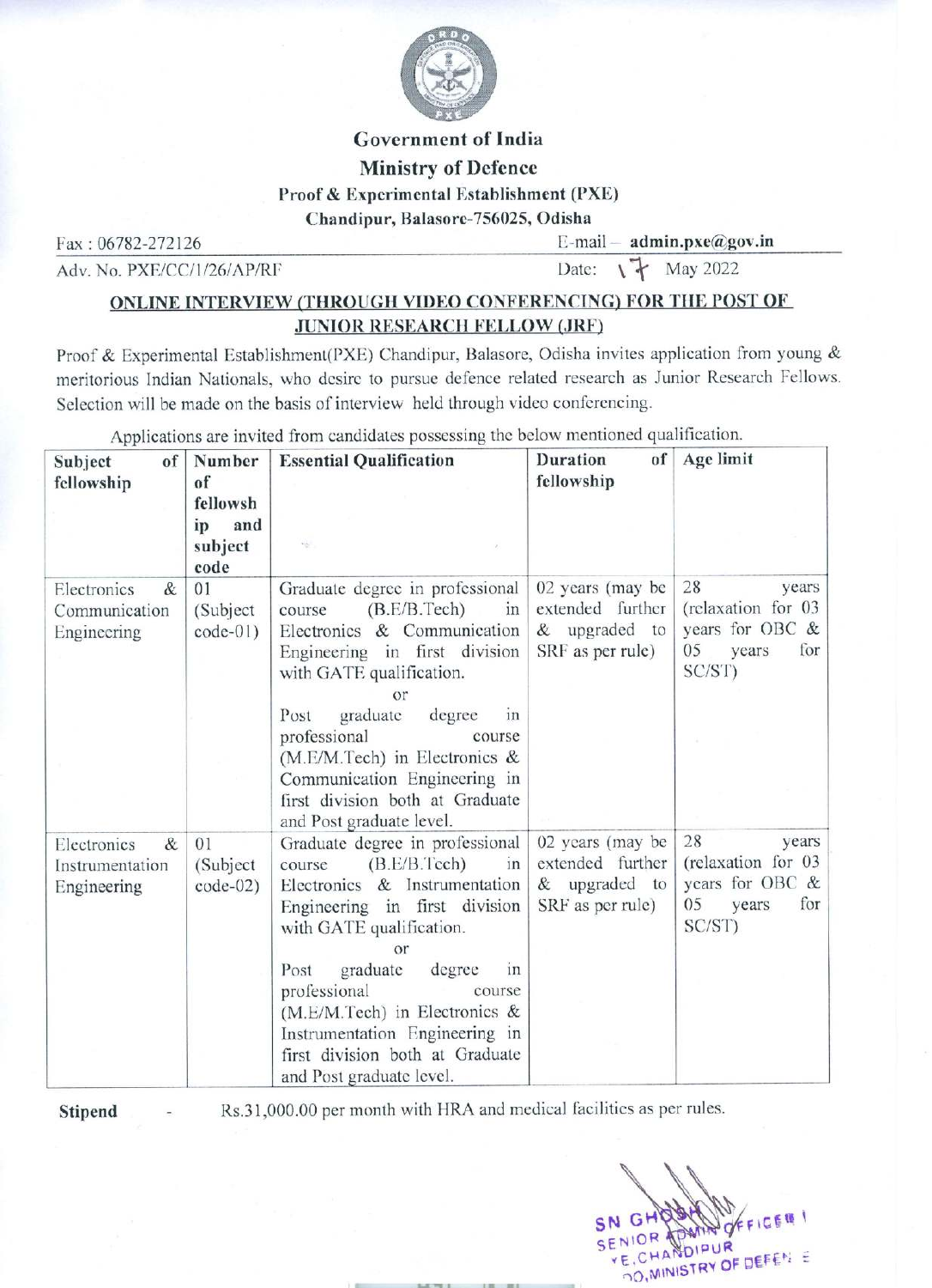**Government of India**

**Ministry of Defence**

**Proof & Experimental Establishment (PXE)**

**Chandipur, Balasore-756025, Odisha**

Fax : 06782-272126 E-mail – **admin.pxe@gov.in**

Adv. No. PXE/CC/1/26/AP/RF Date: 17 May 2022

## ONLINE INTERVIEW (THROUGH VIDEO CONFERENCING) FOR THE POST OF JUNIOR RESEARCH FELLOW (JRF)

Proof & Experimental Establishment(PXE) Chandipur, Balasore, Odisha invites application from young & meritorious Indian Nationals, who desire to pursue defence related research as Junior Research Fellows. Selection will be made on the basis of interview held through video conferencing.

Applications are invited from candidates possessing the below mentioned qualification.

| Subject of fellowship | Number of fellowship and subject code | Essential Qualification | Duration of fellowship | Age limit |
|---|---|---|---|---|
| Electronics & Communication Engineering | 01 (Subject code-01) | Graduate degree in professional course (B.E/B.Tech) in Electronics & Communication Engineering in first division with GATE qualification. or Post graduate degree in professional course (M.E/M.Tech) in Electronics & Communication Engineering in first division both at Graduate and Post graduate level. | 02 years (may be extended further & upgraded to SRF as per rule) | 28 years (relaxation for 03 years for OBC & 05 years for SC/ST) |
| Electronics & Instrumentation Engineering | 01 (Subject code-02) | Graduate degree in professional course (B.E/B.Tech) in Electronics & Instrumentation Engineering in first division with GATE qualification. or Post graduate degree in professional course (M.E/M.Tech) in Electronics & Instrumentation Engineering in first division both at Graduate and Post graduate level. | 02 years (may be extended further & upgraded to SRF as per rule) | 28 years (relaxation for 03 years for OBC & 05 years for SC/ST) |

**Stipend** - Rs.31,000.00 per month with HRA and medical facilities as per rules.

SN GHOSH
SENIOR ADMIN OFFICER I
PXE, CHANDIPUR
DRDO, MINISTRY OF DEFENCE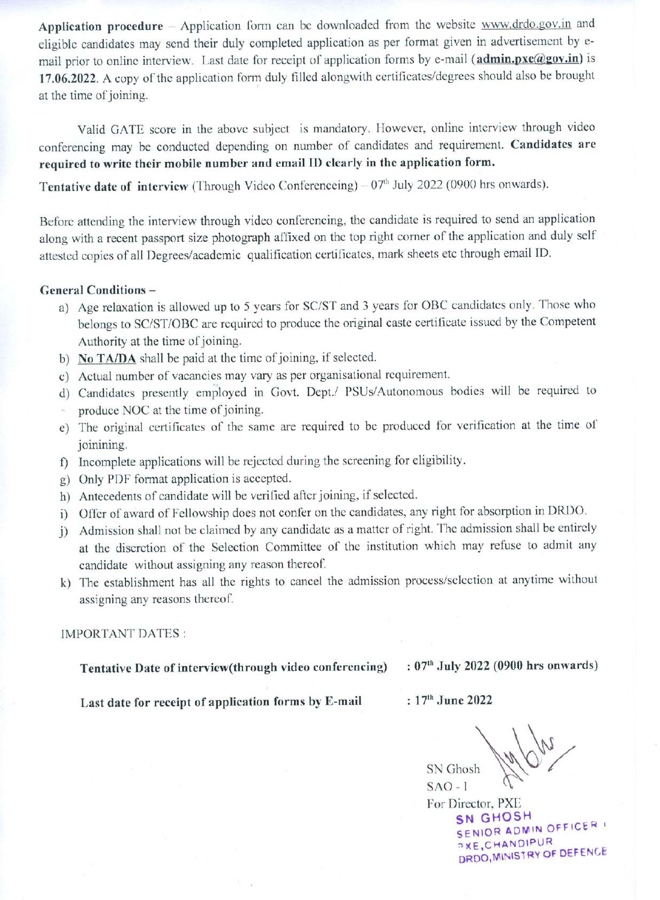**Application procedure** – Application form can be downloaded from the website www.drdo.gov.in and eligible candidates may send their duly completed application as per format given in advertisement by e-mail prior to online interview. Last date for receipt of application forms by e-mail (**admin.pxe@gov.in**) is **17.06.2022.** A copy of the application form duly filled alongwith certificates/degrees should also be brought at the time of joining.

Valid GATE score in the above subject is mandatory. However, online interview through video conferencing may be conducted depending on number of candidates and requirement. **Candidates are required to write their mobile number and email ID clearly in the application form.**

**Tentative date of interview** (Through Video Conferenceing) – 07th July 2022 (0900 hrs onwards).

Before attending the interview through video conferencing, the candidate is required to send an application along with a recent passport size photograph affixed on the top right corner of the application and duly self attested copies of all Degrees/academic qualification certificates, mark sheets etc through email ID.

**General Conditions –**

a) Age relaxation is allowed up to 5 years for SC/ST and 3 years for OBC candidates only. Those who belongs to SC/ST/OBC are required to produce the original caste certificate issued by the Competent Authority at the time of joining.
b) **No TA/DA** shall be paid at the time of joining, if selected.
c) Actual number of vacancies may vary as per organisational requirement.
d) Candidates presently employed in Govt. Dept./ PSUs/Autonomous bodies will be required to produce NOC at the time of joining.
e) The original certificates of the same are required to be produced for verification at the time of joinining.
f) Incomplete applications will be rejected during the screening for eligibility.
g) Only PDF format application is accepted.
h) Antecedents of candidate will be verified after joining, if selected.
i) Offer of award of Fellowship does not confer on the candidates, any right for absorption in DRDO.
j) Admission shall not be claimed by any candidate as a matter of right. The admission shall be entirely at the discretion of the Selection Committee of the institution which may refuse to admit any candidate without assigning any reason thereof.
k) The establishment has all the rights to cancel the admission process/selection at anytime without assigning any reasons thereof.

IMPORTANT DATES :

**Tentative Date of interview(through video conferencing) : 07th July 2022 (0900 hrs onwards)**

**Last date for receipt of application forms by E-mail : 17th June 2022**

SN Ghosh
SAO - I
For Director, PXE

SN GHOSH
SENIOR ADMIN OFFICER I
PXE, CHANDIPUR
DRDO, MINISTRY OF DEFENCE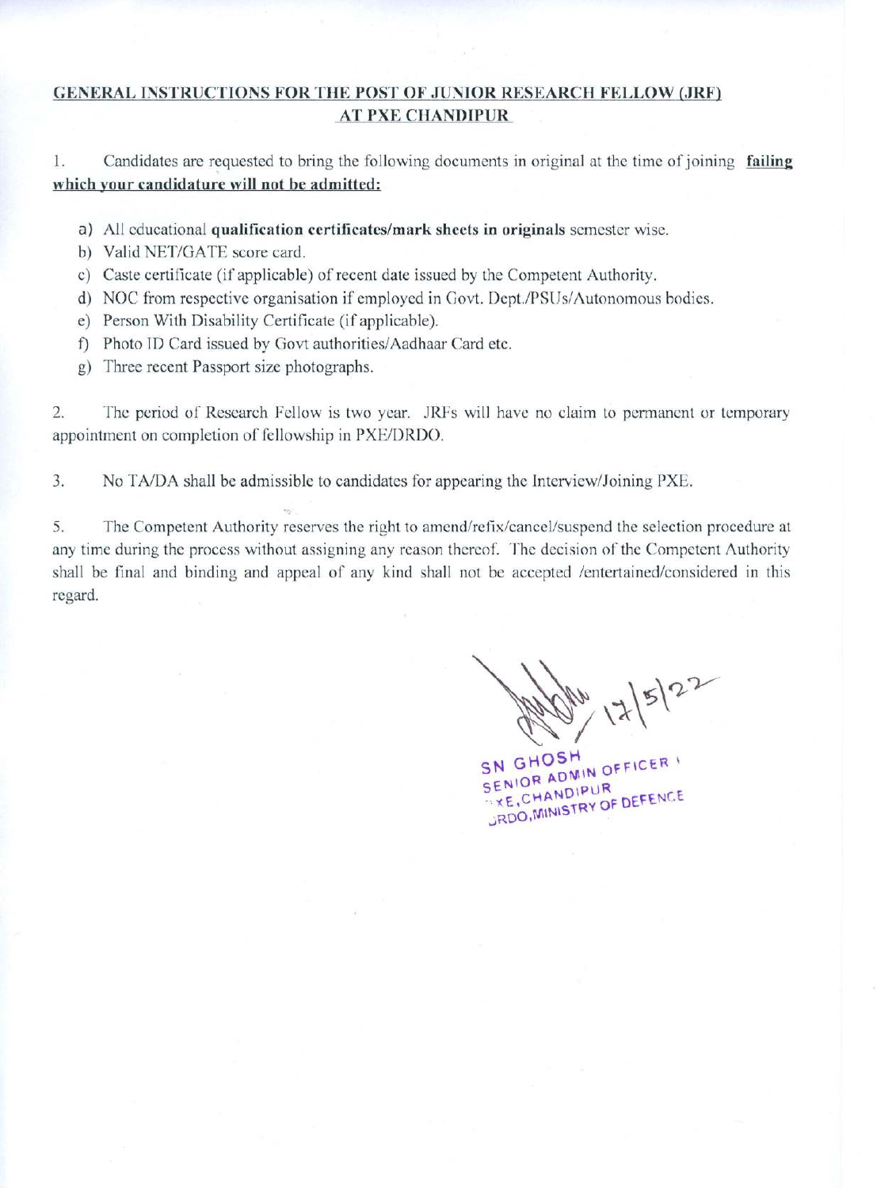## GENERAL INSTRUCTIONS FOR THE POST OF JUNIOR RESEARCH FELLOW (JRF) AT PXE CHANDIPUR

1. Candidates are requested to bring the following documents in original at the time of joining **failing which your candidature will not be admitted:**

   a) All educational **qualification certificates/mark sheets in originals** semester wise.
   b) Valid NET/GATE score card.
   c) Caste certificate (if applicable) of recent date issued by the Competent Authority.
   d) NOC from respective organisation if employed in Govt. Dept./PSUs/Autonomous bodies.
   e) Person With Disability Certificate (if applicable).
   f) Photo ID Card issued by Govt authorities/Aadhaar Card etc.
   g) Three recent Passport size photographs.

2. The period of Research Fellow is two year. JRFs will have no claim to permanent or temporary appointment on completion of fellowship in PXE/DRDO.

3. No TA/DA shall be admissible to candidates for appearing the Interview/Joining PXE.

5. The Competent Authority reserves the right to amend/refix/cancel/suspend the selection procedure at any time during the process without assigning any reason thereof. The decision of the Competent Authority shall be final and binding and appeal of any kind shall not be accepted /entertained/considered in this regard.

17/5/22

SN GHOSH
SENIOR ADMIN OFFICER
PXE, CHANDIPUR
DRDO, MINISTRY OF DEFENCE